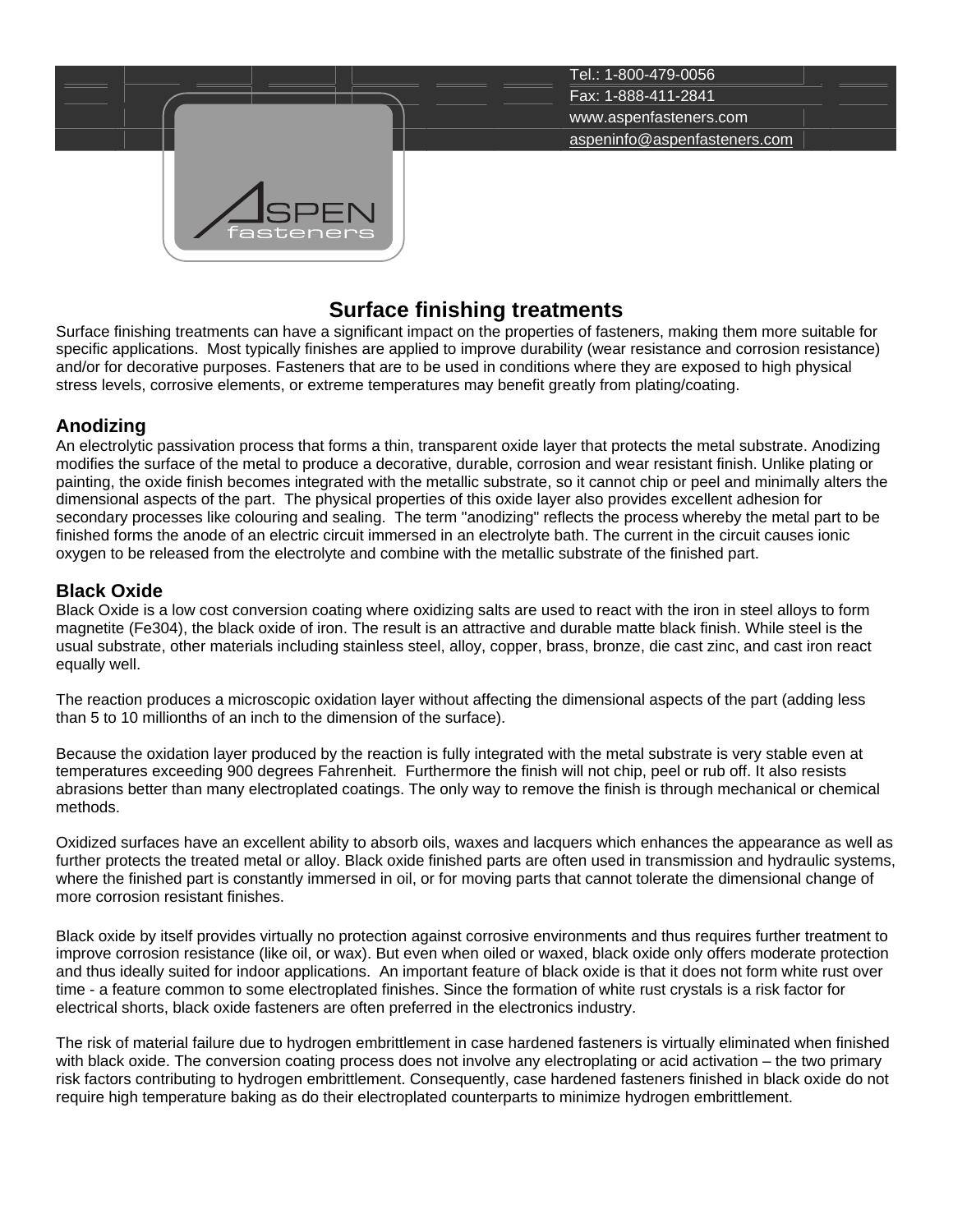Tel.: 1-800-479-0056
Fax: 1-888-411-2841
www.aspenfasteners.com
aspeninfo@aspenfasteners.com

# Surface finishing treatments

Surface finishing treatments can have a significant impact on the properties of fasteners, making them more suitable for specific applications. Most typically finishes are applied to improve durability (wear resistance and corrosion resistance) and/or for decorative purposes. Fasteners that are to be used in conditions where they are exposed to high physical stress levels, corrosive elements, or extreme temperatures may benefit greatly from plating/coating.

## Anodizing

An electrolytic passivation process that forms a thin, transparent oxide layer that protects the metal substrate. Anodizing modifies the surface of the metal to produce a decorative, durable, corrosion and wear resistant finish. Unlike plating or painting, the oxide finish becomes integrated with the metallic substrate, so it cannot chip or peel and minimally alters the dimensional aspects of the part. The physical properties of this oxide layer also provides excellent adhesion for secondary processes like colouring and sealing. The term "anodizing" reflects the process whereby the metal part to be finished forms the anode of an electric circuit immersed in an electrolyte bath. The current in the circuit causes ionic oxygen to be released from the electrolyte and combine with the metallic substrate of the finished part.

## Black Oxide

Black Oxide is a low cost conversion coating where oxidizing salts are used to react with the iron in steel alloys to form magnetite (Fe304), the black oxide of iron. The result is an attractive and durable matte black finish. While steel is the usual substrate, other materials including stainless steel, alloy, copper, brass, bronze, die cast zinc, and cast iron react equally well.

The reaction produces a microscopic oxidation layer without affecting the dimensional aspects of the part (adding less than 5 to 10 millionths of an inch to the dimension of the surface).

Because the oxidation layer produced by the reaction is fully integrated with the metal substrate is very stable even at temperatures exceeding 900 degrees Fahrenheit. Furthermore the finish will not chip, peel or rub off. It also resists abrasions better than many electroplated coatings. The only way to remove the finish is through mechanical or chemical methods.

Oxidized surfaces have an excellent ability to absorb oils, waxes and lacquers which enhances the appearance as well as further protects the treated metal or alloy. Black oxide finished parts are often used in transmission and hydraulic systems, where the finished part is constantly immersed in oil, or for moving parts that cannot tolerate the dimensional change of more corrosion resistant finishes.

Black oxide by itself provides virtually no protection against corrosive environments and thus requires further treatment to improve corrosion resistance (like oil, or wax). But even when oiled or waxed, black oxide only offers moderate protection and thus ideally suited for indoor applications. An important feature of black oxide is that it does not form white rust over time - a feature common to some electroplated finishes. Since the formation of white rust crystals is a risk factor for electrical shorts, black oxide fasteners are often preferred in the electronics industry.

The risk of material failure due to hydrogen embrittlement in case hardened fasteners is virtually eliminated when finished with black oxide. The conversion coating process does not involve any electroplating or acid activation – the two primary risk factors contributing to hydrogen embrittlement. Consequently, case hardened fasteners finished in black oxide do not require high temperature baking as do their electroplated counterparts to minimize hydrogen embrittlement.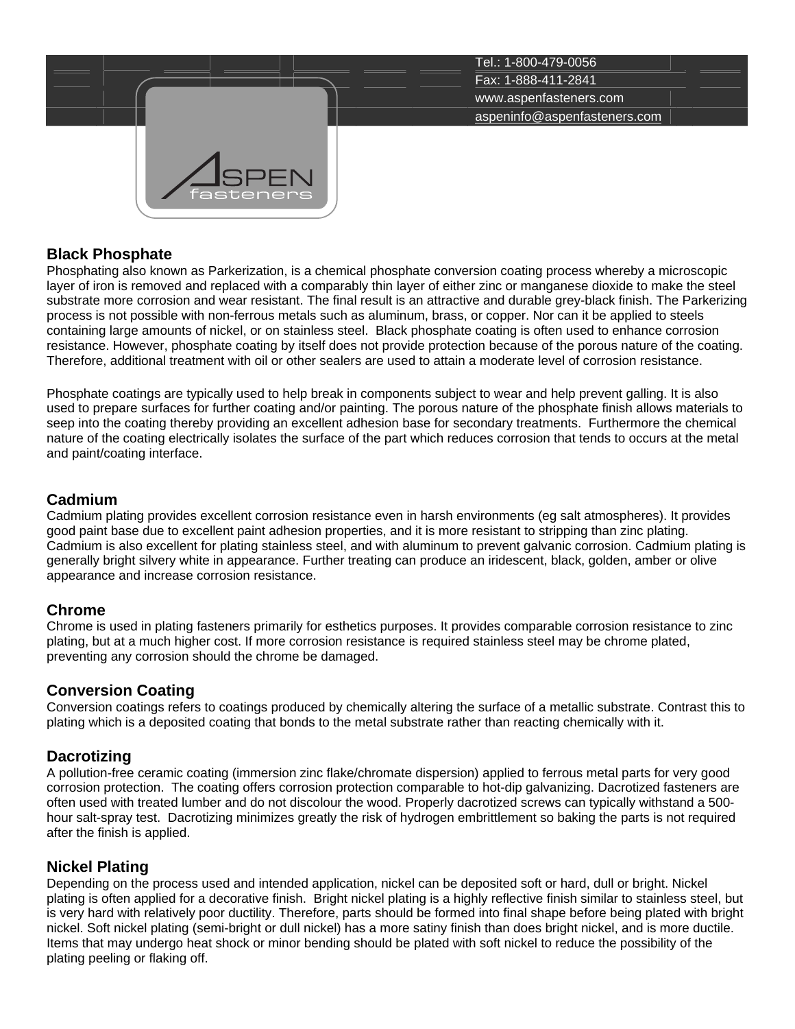## Black Phosphate

Phosphating also known as Parkerization, is a chemical phosphate conversion coating process whereby a microscopic layer of iron is removed and replaced with a comparably thin layer of either zinc or manganese dioxide to make the steel substrate more corrosion and wear resistant. The final result is an attractive and durable grey-black finish. The Parkerizing process is not possible with non-ferrous metals such as aluminum, brass, or copper. Nor can it be applied to steels containing large amounts of nickel, or on stainless steel. Black phosphate coating is often used to enhance corrosion resistance. However, phosphate coating by itself does not provide protection because of the porous nature of the coating. Therefore, additional treatment with oil or other sealers are used to attain a moderate level of corrosion resistance.

Phosphate coatings are typically used to help break in components subject to wear and help prevent galling. It is also used to prepare surfaces for further coating and/or painting. The porous nature of the phosphate finish allows materials to seep into the coating thereby providing an excellent adhesion base for secondary treatments. Furthermore the chemical nature of the coating electrically isolates the surface of the part which reduces corrosion that tends to occurs at the metal and paint/coating interface.

## Cadmium

Cadmium plating provides excellent corrosion resistance even in harsh environments (eg salt atmospheres). It provides good paint base due to excellent paint adhesion properties, and it is more resistant to stripping than zinc plating. Cadmium is also excellent for plating stainless steel, and with aluminum to prevent galvanic corrosion. Cadmium plating is generally bright silvery white in appearance. Further treating can produce an iridescent, black, golden, amber or olive appearance and increase corrosion resistance.

## Chrome

Chrome is used in plating fasteners primarily for esthetics purposes. It provides comparable corrosion resistance to zinc plating, but at a much higher cost. If more corrosion resistance is required stainless steel may be chrome plated, preventing any corrosion should the chrome be damaged.

## Conversion Coating

Conversion coatings refers to coatings produced by chemically altering the surface of a metallic substrate. Contrast this to plating which is a deposited coating that bonds to the metal substrate rather than reacting chemically with it.

## Dacrotizing

A pollution-free ceramic coating (immersion zinc flake/chromate dispersion) applied to ferrous metal parts for very good corrosion protection. The coating offers corrosion protection comparable to hot-dip galvanizing. Dacrotized fasteners are often used with treated lumber and do not discolour the wood. Properly dacrotized screws can typically withstand a 500-hour salt-spray test. Dacrotizing minimizes greatly the risk of hydrogen embrittlement so baking the parts is not required after the finish is applied.

## Nickel Plating

Depending on the process used and intended application, nickel can be deposited soft or hard, dull or bright. Nickel plating is often applied for a decorative finish. Bright nickel plating is a highly reflective finish similar to stainless steel, but is very hard with relatively poor ductility. Therefore, parts should be formed into final shape before being plated with bright nickel. Soft nickel plating (semi-bright or dull nickel) has a more satiny finish than does bright nickel, and is more ductile. Items that may undergo heat shock or minor bending should be plated with soft nickel to reduce the possibility of the plating peeling or flaking off.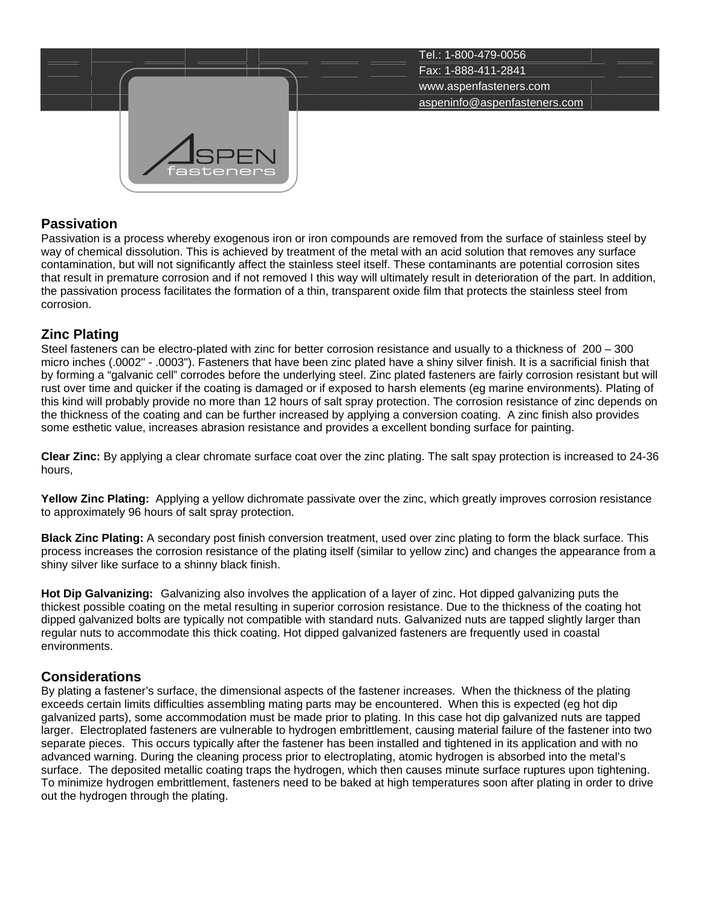Tel.: 1-800-479-0056
Fax: 1-888-411-2841
www.aspenfasteners.com
aspeninfo@aspenfasteners.com

ASPEN fasteners

## Passivation

Passivation is a process whereby exogenous iron or iron compounds are removed from the surface of stainless steel by way of chemical dissolution. This is achieved by treatment of the metal with an acid solution that removes any surface contamination, but will not significantly affect the stainless steel itself. These contaminants are potential corrosion sites that result in premature corrosion and if not removed I this way will ultimately result in deterioration of the part. In addition, the passivation process facilitates the formation of a thin, transparent oxide film that protects the stainless steel from corrosion.

## Zinc Plating

Steel fasteners can be electro-plated with zinc for better corrosion resistance and usually to a thickness of 200 – 300 micro inches (.0002" - .0003"). Fasteners that have been zinc plated have a shiny silver finish. It is a sacrificial finish that by forming a "galvanic cell" corrodes before the underlying steel. Zinc plated fasteners are fairly corrosion resistant but will rust over time and quicker if the coating is damaged or if exposed to harsh elements (eg marine environments). Plating of this kind will probably provide no more than 12 hours of salt spray protection. The corrosion resistance of zinc depends on the thickness of the coating and can be further increased by applying a conversion coating. A zinc finish also provides some esthetic value, increases abrasion resistance and provides a excellent bonding surface for painting.

**Clear Zinc:** By applying a clear chromate surface coat over the zinc plating. The salt spay protection is increased to 24-36 hours,

**Yellow Zinc Plating:** Applying a yellow dichromate passivate over the zinc, which greatly improves corrosion resistance to approximately 96 hours of salt spray protection.

**Black Zinc Plating:** A secondary post finish conversion treatment, used over zinc plating to form the black surface. This process increases the corrosion resistance of the plating itself (similar to yellow zinc) and changes the appearance from a shiny silver like surface to a shinny black finish.

**Hot Dip Galvanizing:** Galvanizing also involves the application of a layer of zinc. Hot dipped galvanizing puts the thickest possible coating on the metal resulting in superior corrosion resistance. Due to the thickness of the coating hot dipped galvanized bolts are typically not compatible with standard nuts. Galvanized nuts are tapped slightly larger than regular nuts to accommodate this thick coating. Hot dipped galvanized fasteners are frequently used in coastal environments.

## Considerations

By plating a fastener's surface, the dimensional aspects of the fastener increases. When the thickness of the plating exceeds certain limits difficulties assembling mating parts may be encountered. When this is expected (eg hot dip galvanized parts), some accommodation must be made prior to plating. In this case hot dip galvanized nuts are tapped larger. Electroplated fasteners are vulnerable to hydrogen embrittlement, causing material failure of the fastener into two separate pieces. This occurs typically after the fastener has been installed and tightened in its application and with no advanced warning. During the cleaning process prior to electroplating, atomic hydrogen is absorbed into the metal's surface. The deposited metallic coating traps the hydrogen, which then causes minute surface ruptures upon tightening. To minimize hydrogen embrittlement, fasteners need to be baked at high temperatures soon after plating in order to drive out the hydrogen through the plating.